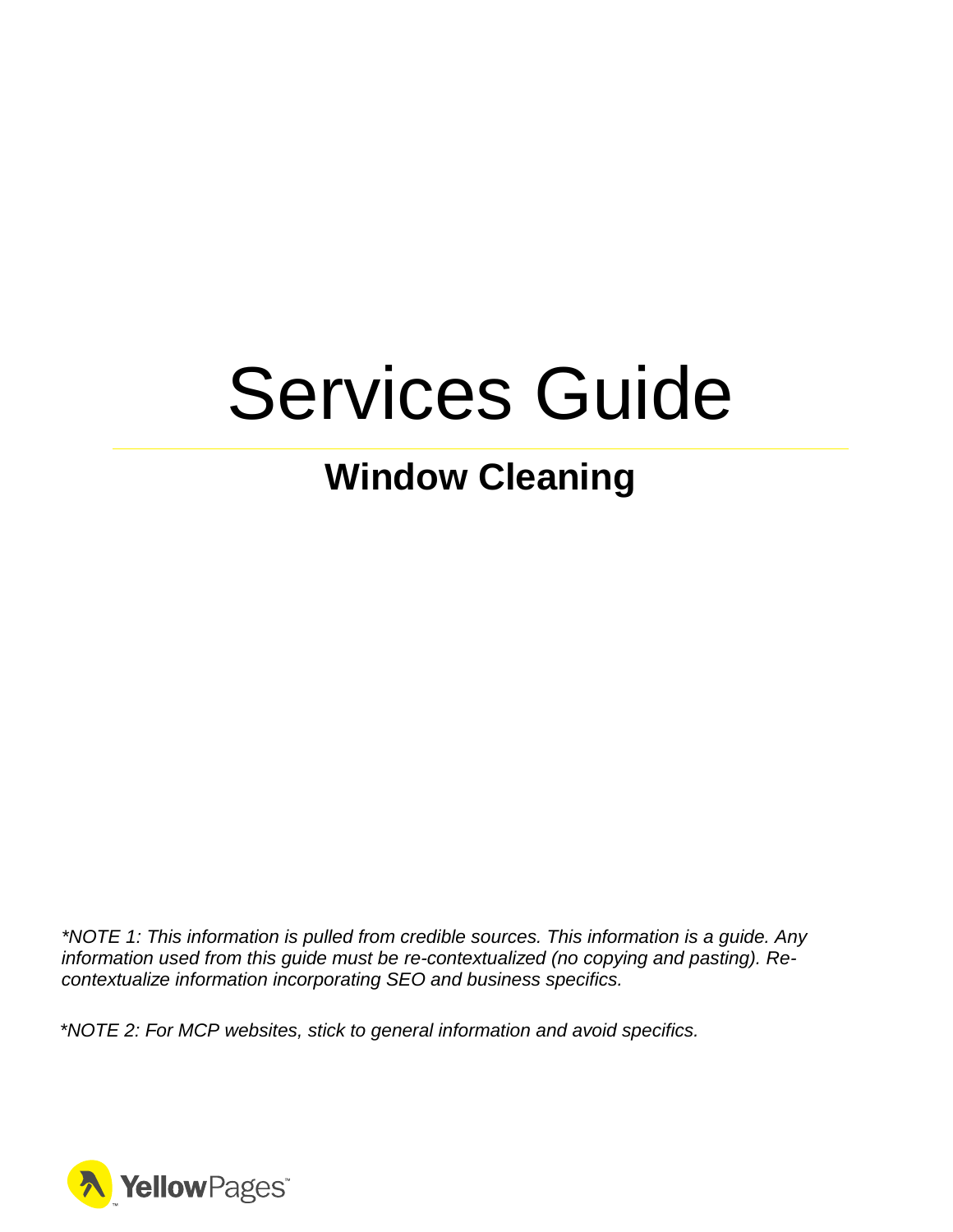# Services Guide

## Window Cleaning

*\*NOTE 1: This information is pulled from credible sources. This information is a guide. Any information used from this guide must be re-contextualized (no copying and pasting). Re-contextualize information incorporating SEO and business specifics.*

*\*NOTE 2: For MCP websites, stick to general information and avoid specifics.*

YellowPages™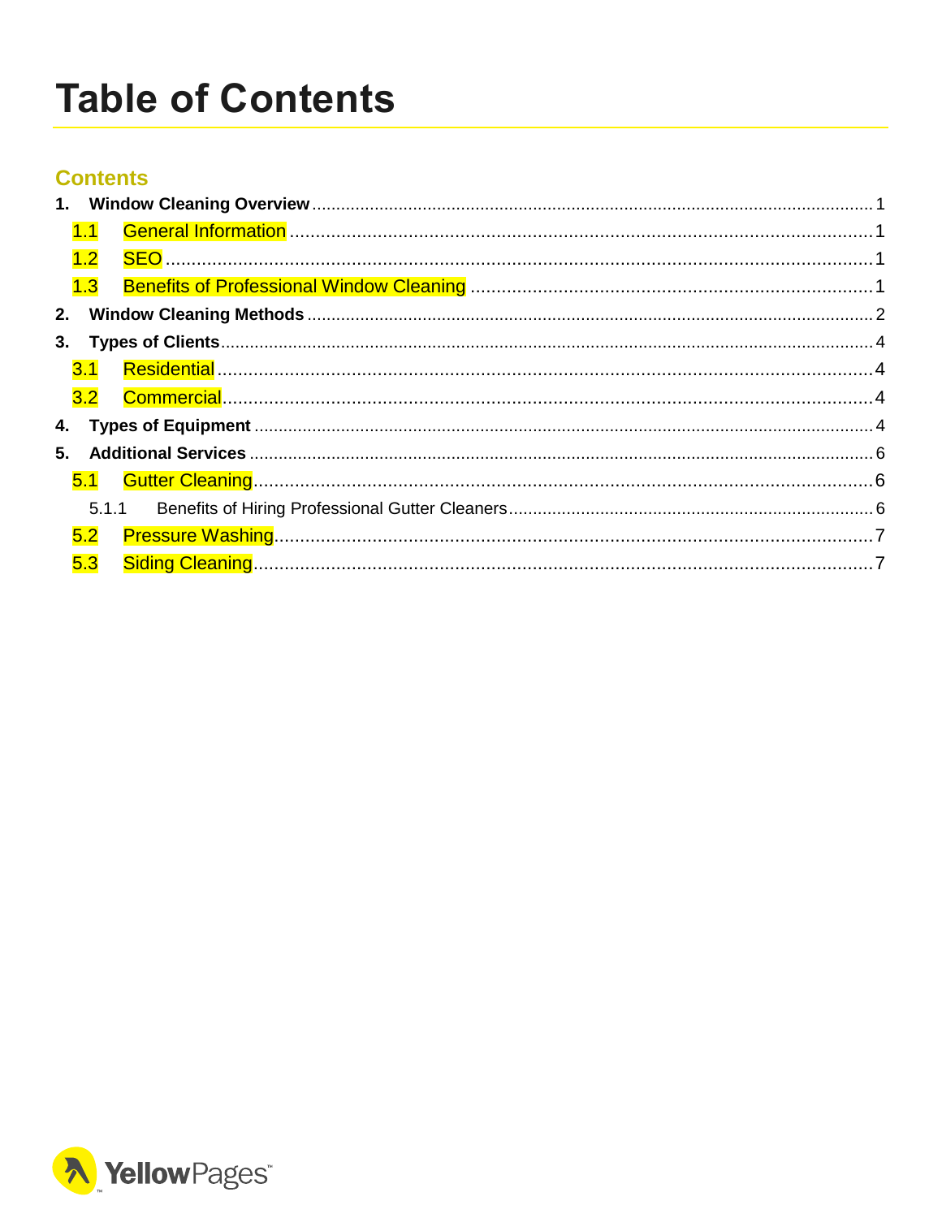# Table of Contents

## Contents

1. **Window Cleaning Overview** ........ 1
   - 1.1 General Information ........ 1
   - 1.2 SEO ........ 1
   - 1.3 Benefits of Professional Window Cleaning ........ 1
2. **Window Cleaning Methods** ........ 2
3. **Types of Clients** ........ 4
   - 3.1 Residential ........ 4
   - 3.2 Commercial ........ 4
4. **Types of Equipment** ........ 4
5. **Additional Services** ........ 6
   - 5.1 Gutter Cleaning ........ 6
     - 5.1.1 Benefits of Hiring Professional Gutter Cleaners ........ 6
   - 5.2 Pressure Washing ........ 7
   - 5.3 Siding Cleaning ........ 7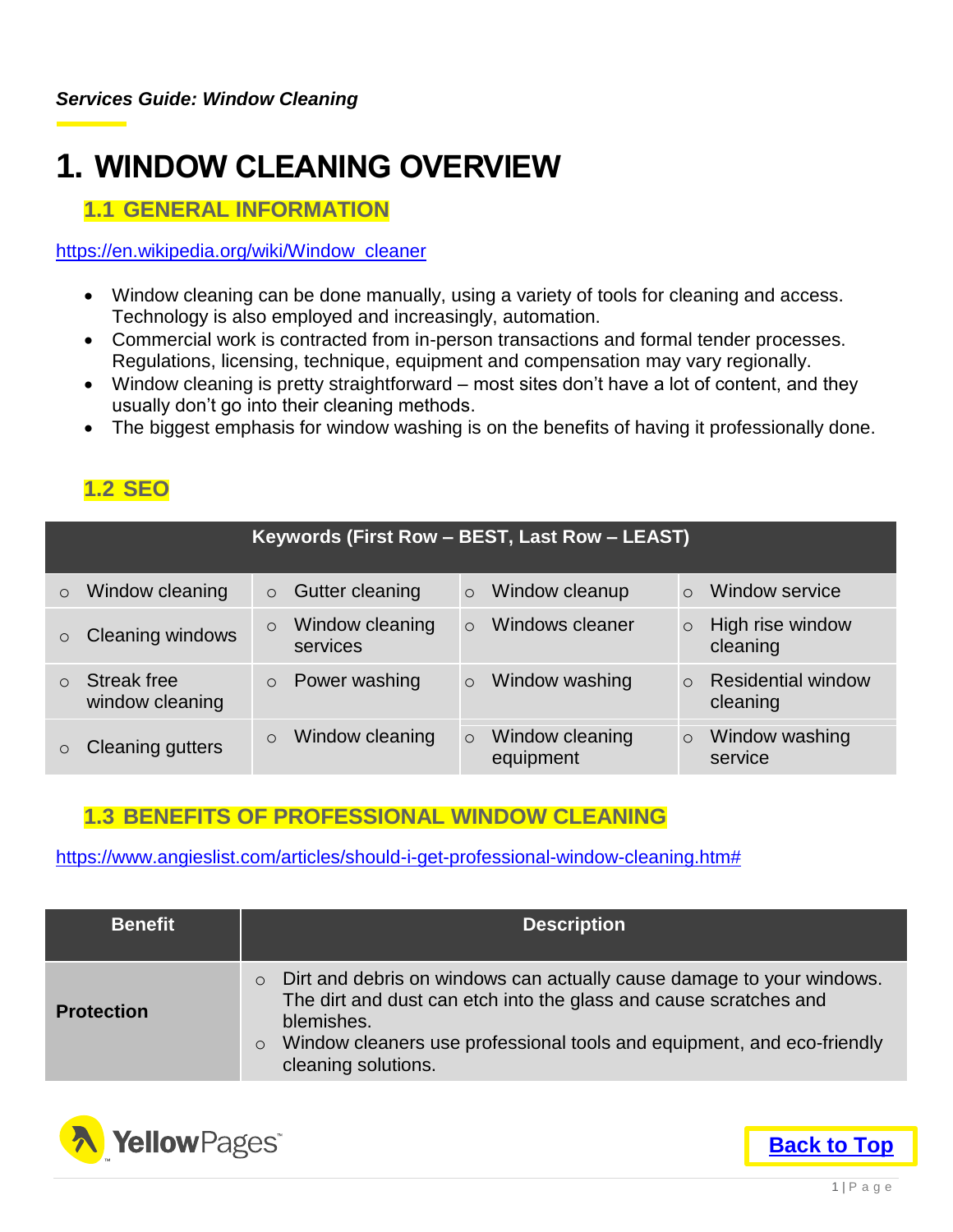*Services Guide: Window Cleaning*

# 1. WINDOW CLEANING OVERVIEW

## 1.1 GENERAL INFORMATION

https://en.wikipedia.org/wiki/Window_cleaner

- Window cleaning can be done manually, using a variety of tools for cleaning and access. Technology is also employed and increasingly, automation.
- Commercial work is contracted from in-person transactions and formal tender processes. Regulations, licensing, technique, equipment and compensation may vary regionally.
- Window cleaning is pretty straightforward – most sites don't have a lot of content, and they usually don't go into their cleaning methods.
- The biggest emphasis for window washing is on the benefits of having it professionally done.

## 1.2 SEO

| Keywords (First Row – BEST, Last Row – LEAST) | | | |
|---|---|---|---|
| ○ Window cleaning | ○ Gutter cleaning | ○ Window cleanup | ○ Window service |
| ○ Cleaning windows | ○ Window cleaning services | ○ Windows cleaner | ○ High rise window cleaning |
| ○ Streak free window cleaning | ○ Power washing | ○ Window washing | ○ Residential window cleaning |
| ○ Cleaning gutters | ○ Window cleaning | ○ Window cleaning equipment | ○ Window washing service |

## 1.3 BENEFITS OF PROFESSIONAL WINDOW CLEANING

https://www.angieslist.com/articles/should-i-get-professional-window-cleaning.htm#

| Benefit | Description |
|---|---|
| **Protection** | ○ Dirt and debris on windows can actually cause damage to your windows. The dirt and dust can etch into the glass and cause scratches and blemishes.<br>○ Window cleaners use professional tools and equipment, and eco-friendly cleaning solutions. |

Back to Top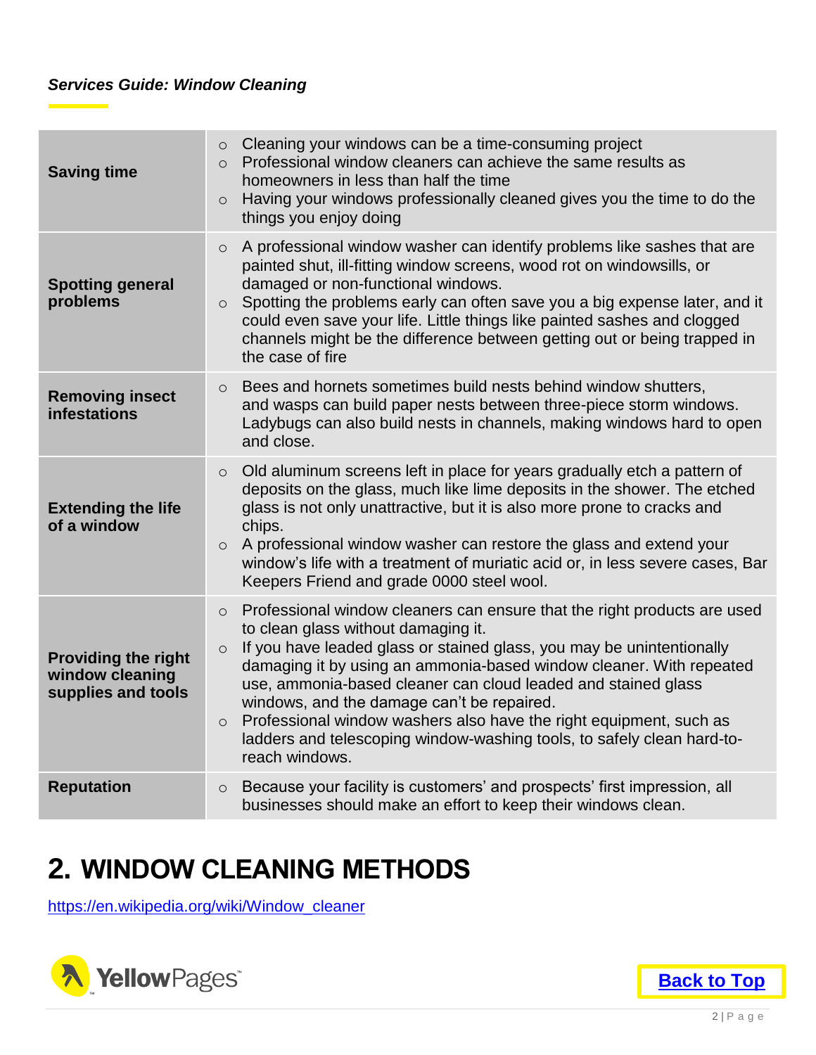| | |
|---|---|
| **Saving time** | ○ Cleaning your windows can be a time-consuming project<br>○ Professional window cleaners can achieve the same results as homeowners in less than half the time<br>○ Having your windows professionally cleaned gives you the time to do the things you enjoy doing |
| **Spotting general problems** | ○ A professional window washer can identify problems like sashes that are painted shut, ill-fitting window screens, wood rot on windowsills, or damaged or non-functional windows.<br>○ Spotting the problems early can often save you a big expense later, and it could even save your life. Little things like painted sashes and clogged channels might be the difference between getting out or being trapped in the case of fire |
| **Removing insect infestations** | ○ Bees and hornets sometimes build nests behind window shutters, and wasps can build paper nests between three-piece storm windows. Ladybugs can also build nests in channels, making windows hard to open and close. |
| **Extending the life of a window** | ○ Old aluminum screens left in place for years gradually etch a pattern of deposits on the glass, much like lime deposits in the shower. The etched glass is not only unattractive, but it is also more prone to cracks and chips.<br>○ A professional window washer can restore the glass and extend your window's life with a treatment of muriatic acid or, in less severe cases, Bar Keepers Friend and grade 0000 steel wool. |
| **Providing the right window cleaning supplies and tools** | ○ Professional window cleaners can ensure that the right products are used to clean glass without damaging it.<br>○ If you have leaded glass or stained glass, you may be unintentionally damaging it by using an ammonia-based window cleaner. With repeated use, ammonia-based cleaner can cloud leaded and stained glass windows, and the damage can't be repaired.<br>○ Professional window washers also have the right equipment, such as ladders and telescoping window-washing tools, to safely clean hard-to-reach windows. |
| **Reputation** | ○ Because your facility is customers' and prospects' first impression, all businesses should make an effort to keep their windows clean. |

## 2. WINDOW CLEANING METHODS

https://en.wikipedia.org/wiki/Window_cleaner

Back to Top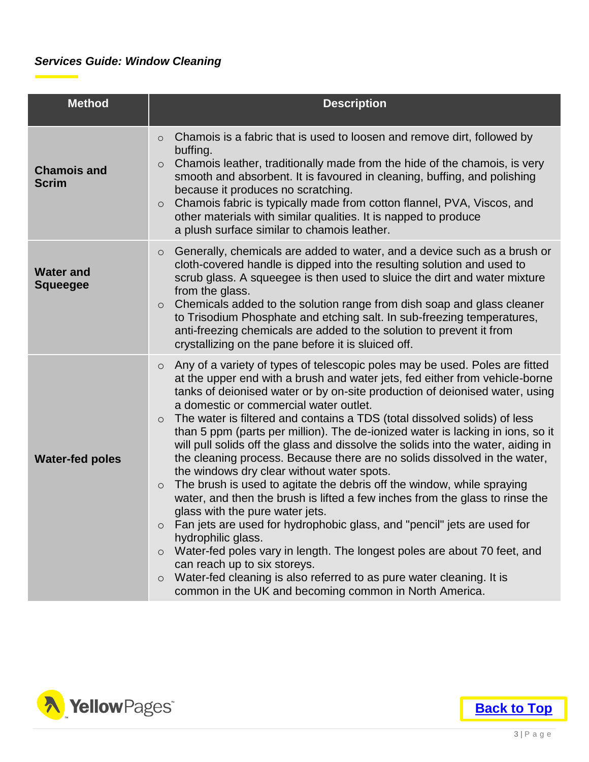*Services Guide: Window Cleaning*

| Method | Description |
|---|---|
| **Chamois and Scrim** | ○ Chamois is a fabric that is used to loosen and remove dirt, followed by buffing.<br>○ Chamois leather, traditionally made from the hide of the chamois, is very smooth and absorbent. It is favoured in cleaning, buffing, and polishing because it produces no scratching.<br>○ Chamois fabric is typically made from cotton flannel, PVA, Viscos, and other materials with similar qualities. It is napped to produce a plush surface similar to chamois leather. |
| **Water and Squeegee** | ○ Generally, chemicals are added to water, and a device such as a brush or cloth-covered handle is dipped into the resulting solution and used to scrub glass. A squeegee is then used to sluice the dirt and water mixture from the glass.<br>○ Chemicals added to the solution range from dish soap and glass cleaner to Trisodium Phosphate and etching salt. In sub-freezing temperatures, anti-freezing chemicals are added to the solution to prevent it from crystallizing on the pane before it is sluiced off. |
| **Water-fed poles** | ○ Any of a variety of types of telescopic poles may be used. Poles are fitted at the upper end with a brush and water jets, fed either from vehicle-borne tanks of deionised water or by on-site production of deionised water, using a domestic or commercial water outlet.<br>○ The water is filtered and contains a TDS (total dissolved solids) of less than 5 ppm (parts per million). The de-ionized water is lacking in ions, so it will pull solids off the glass and dissolve the solids into the water, aiding in the cleaning process. Because there are no solids dissolved in the water, the windows dry clear without water spots.<br>○ The brush is used to agitate the debris off the window, while spraying water, and then the brush is lifted a few inches from the glass to rinse the glass with the pure water jets.<br>○ Fan jets are used for hydrophobic glass, and "pencil" jets are used for hydrophilic glass.<br>○ Water-fed poles vary in length. The longest poles are about 70 feet, and can reach up to six storeys.<br>○ Water-fed cleaning is also referred to as pure water cleaning. It is common in the UK and becoming common in North America. |

**Back to Top**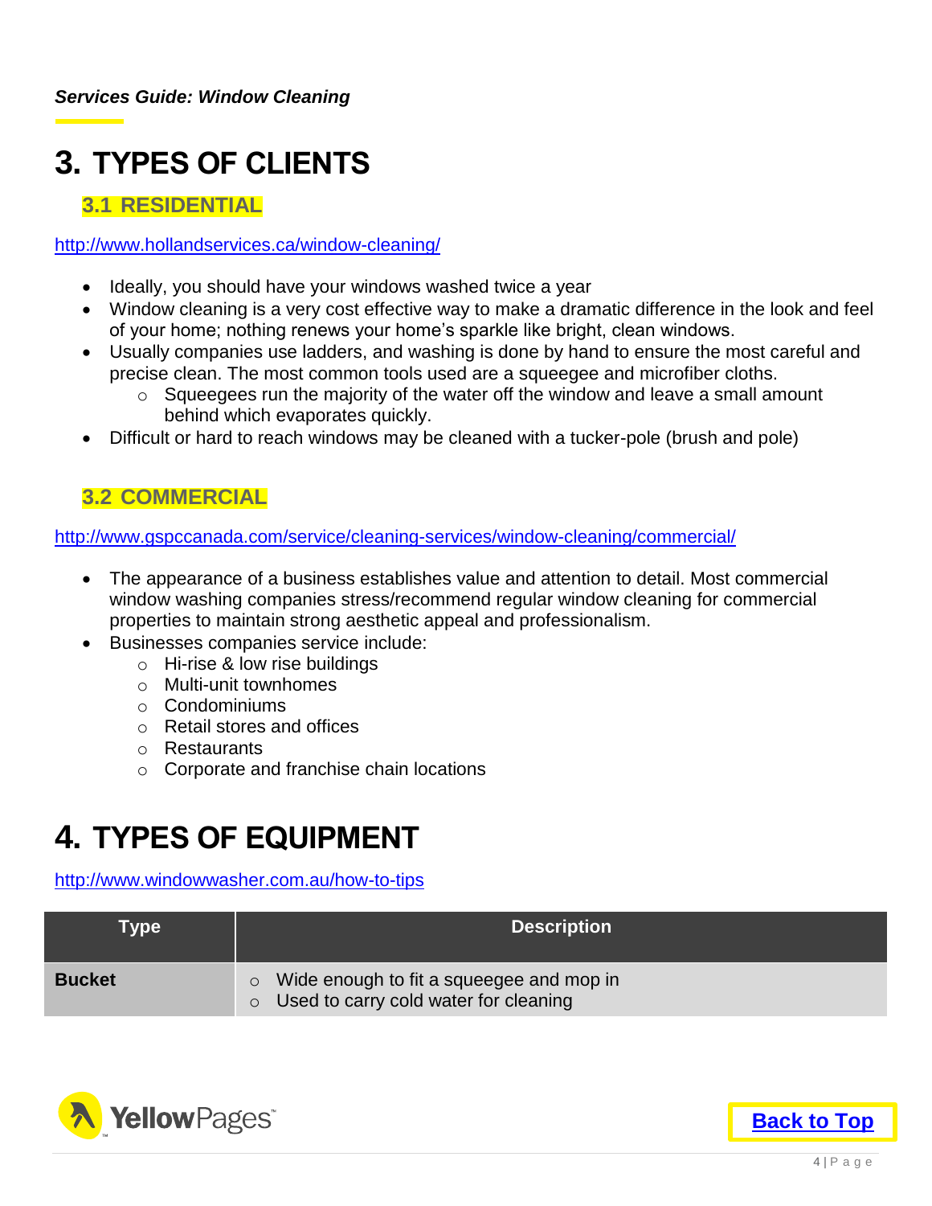# 3. TYPES OF CLIENTS

## 3.1 RESIDENTIAL

http://www.hollandservices.ca/window-cleaning/

- Ideally, you should have your windows washed twice a year
- Window cleaning is a very cost effective way to make a dramatic difference in the look and feel of your home; nothing renews your home's sparkle like bright, clean windows.
- Usually companies use ladders, and washing is done by hand to ensure the most careful and precise clean. The most common tools used are a squeegee and microfiber cloths.
  - Squeegees run the majority of the water off the window and leave a small amount behind which evaporates quickly.
- Difficult or hard to reach windows may be cleaned with a tucker-pole (brush and pole)

## 3.2 COMMERCIAL

http://www.gspccanada.com/service/cleaning-services/window-cleaning/commercial/

- The appearance of a business establishes value and attention to detail. Most commercial window washing companies stress/recommend regular window cleaning for commercial properties to maintain strong aesthetic appeal and professionalism.
- Businesses companies service include:
  - Hi-rise & low rise buildings
  - Multi-unit townhomes
  - Condominiums
  - Retail stores and offices
  - Restaurants
  - Corporate and franchise chain locations

# 4. TYPES OF EQUIPMENT

http://www.windowwasher.com.au/how-to-tips

| Type | Description |
|---|---|
| **Bucket** | ○ Wide enough to fit a squeegee and mop in<br>○ Used to carry cold water for cleaning |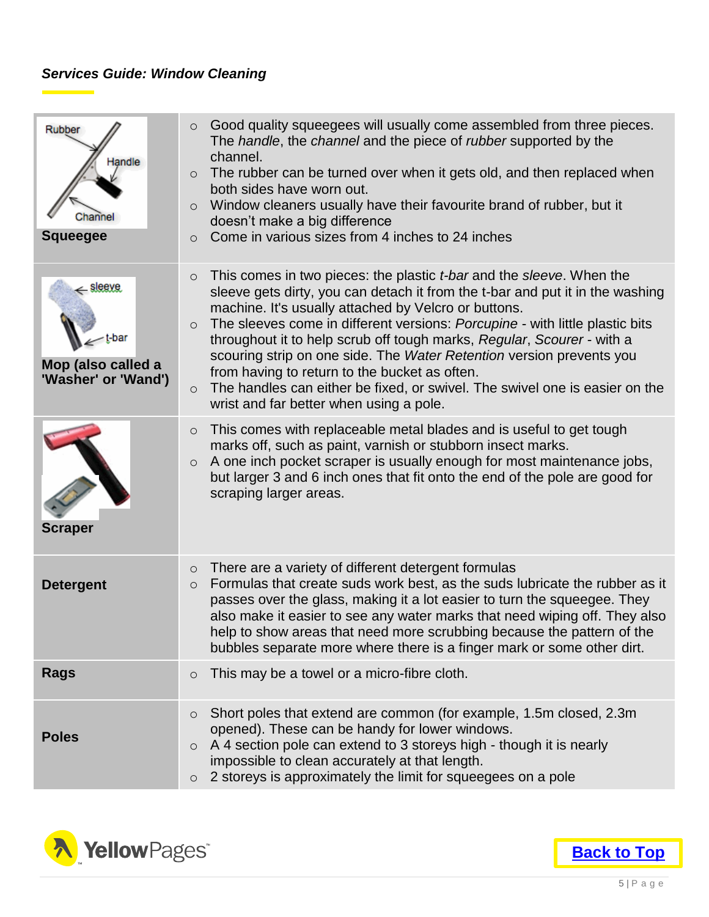| | |
|---|---|
| **Squeegee** | ○ Good quality squeegees will usually come assembled from three pieces. The *handle*, the *channel* and the piece of *rubber* supported by the channel.<br>○ The rubber can be turned over when it gets old, and then replaced when both sides have worn out.<br>○ Window cleaners usually have their favourite brand of rubber, but it doesn't make a big difference<br>○ Come in various sizes from 4 inches to 24 inches |
| **Mop (also called a 'Washer' or 'Wand')** | ○ This comes in two pieces: the plastic *t-bar* and the *sleeve*. When the sleeve gets dirty, you can detach it from the t-bar and put it in the washing machine. It's usually attached by Velcro or buttons.<br>○ The sleeves come in different versions: *Porcupine* - with little plastic bits throughout it to help scrub off tough marks, *Regular*, *Scourer* - with a scouring strip on one side. The *Water Retention* version prevents you from having to return to the bucket as often.<br>○ The handles can either be fixed, or swivel. The swivel one is easier on the wrist and far better when using a pole. |
| **Scraper** | ○ This comes with replaceable metal blades and is useful to get tough marks off, such as paint, varnish or stubborn insect marks.<br>○ A one inch pocket scraper is usually enough for most maintenance jobs, but larger 3 and 6 inch ones that fit onto the end of the pole are good for scraping larger areas. |
| **Detergent** | ○ There are a variety of different detergent formulas<br>○ Formulas that create suds work best, as the suds lubricate the rubber as it passes over the glass, making it a lot easier to turn the squeegee. They also make it easier to see any water marks that need wiping off. They also help to show areas that need more scrubbing because the pattern of the bubbles separate more where there is a finger mark or some other dirt. |
| **Rags** | ○ This may be a towel or a micro-fibre cloth. |
| **Poles** | ○ Short poles that extend are common (for example, 1.5m closed, 2.3m opened). These can be handy for lower windows.<br>○ A 4 section pole can extend to 3 storeys high - though it is nearly impossible to clean accurately at that length.<br>○ 2 storeys is approximately the limit for squeegees on a pole |

Back to Top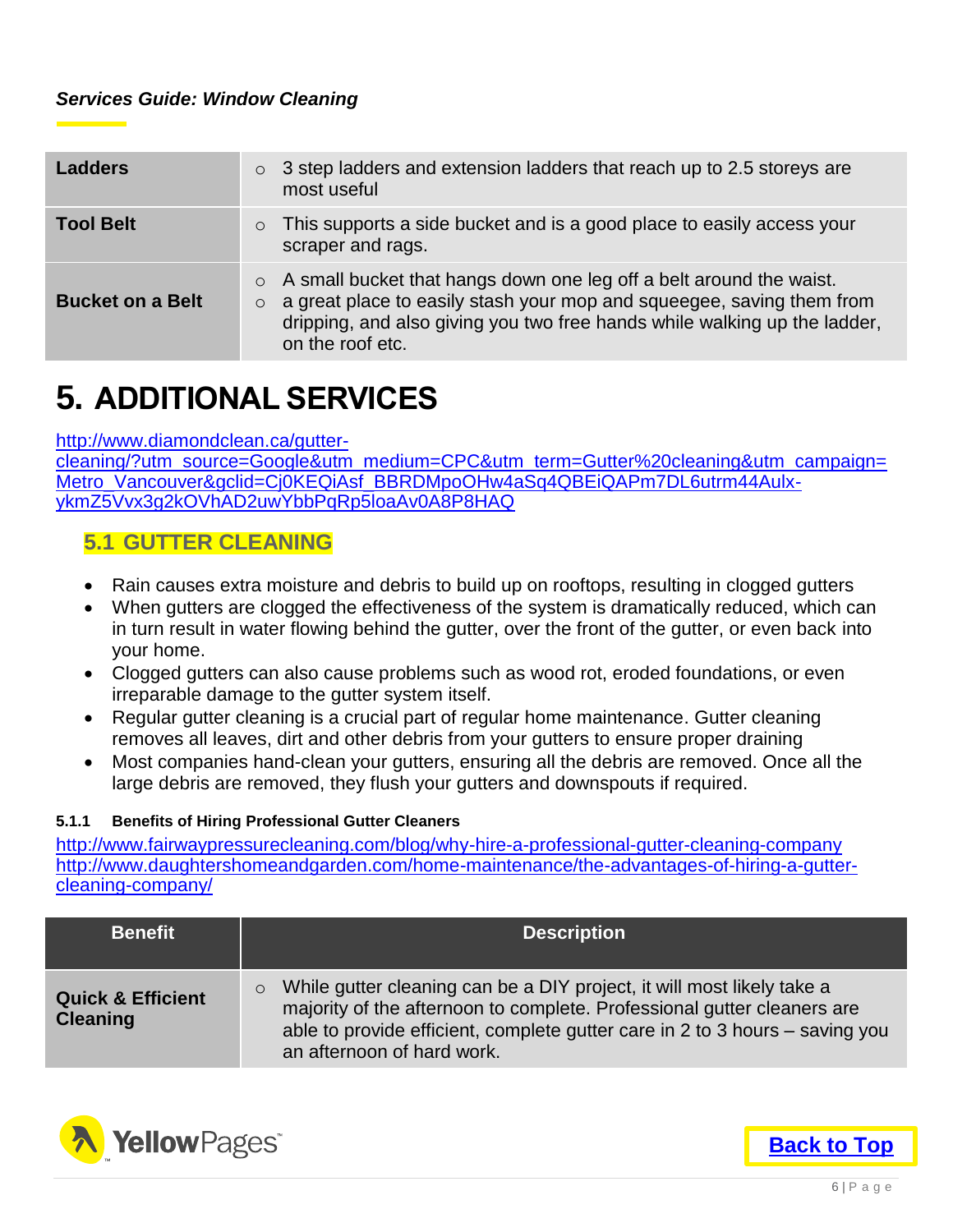| Ladders | ○ 3 step ladders and extension ladders that reach up to 2.5 storeys are most useful |
|---|---|
| **Tool Belt** | ○ This supports a side bucket and is a good place to easily access your scraper and rags. |
| **Bucket on a Belt** | ○ A small bucket that hangs down one leg off a belt around the waist.<br>○ a great place to easily stash your mop and squeegee, saving them from dripping, and also giving you two free hands while walking up the ladder, on the roof etc. |

# 5. ADDITIONAL SERVICES

http://www.diamondclean.ca/gutter-cleaning/?utm_source=Google&utm_medium=CPC&utm_term=Gutter%20cleaning&utm_campaign=Metro_Vancouver&gclid=Cj0KEQiAsf_BBRDMpoOHw4aSq4QBEiQAPm7DL6utrm44Aulx-ykmZ5Vvx3g2kOVhAD2uwYbbPqRp5loaAv0A8P8HAQ

## 5.1 GUTTER CLEANING

- Rain causes extra moisture and debris to build up on rooftops, resulting in clogged gutters
- When gutters are clogged the effectiveness of the system is dramatically reduced, which can in turn result in water flowing behind the gutter, over the front of the gutter, or even back into your home.
- Clogged gutters can also cause problems such as wood rot, eroded foundations, or even irreparable damage to the gutter system itself.
- Regular gutter cleaning is a crucial part of regular home maintenance. Gutter cleaning removes all leaves, dirt and other debris from your gutters to ensure proper draining
- Most companies hand-clean your gutters, ensuring all the debris are removed. Once all the large debris are removed, they flush your gutters and downspouts if required.

### 5.1.1 Benefits of Hiring Professional Gutter Cleaners

http://www.fairwaypressurecleaning.com/blog/why-hire-a-professional-gutter-cleaning-company
http://www.daughtershomeandgarden.com/home-maintenance/the-advantages-of-hiring-a-gutter-cleaning-company/

| Benefit | Description |
|---|---|
| **Quick & Efficient Cleaning** | ○ While gutter cleaning can be a DIY project, it will most likely take a majority of the afternoon to complete. Professional gutter cleaners are able to provide efficient, complete gutter care in 2 to 3 hours – saving you an afternoon of hard work. |

Back to Top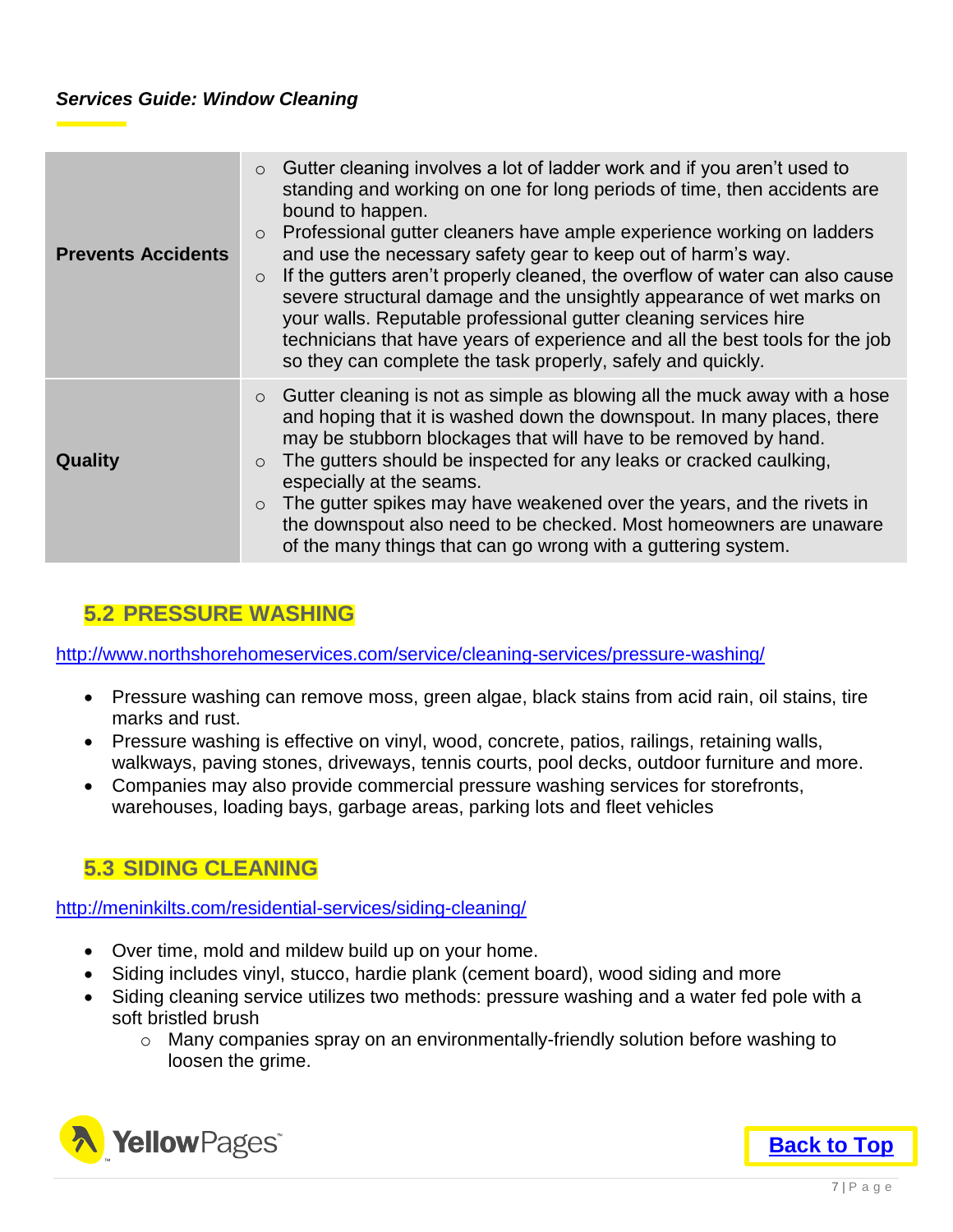| | |
|---|---|
| **Prevents Accidents** | ○ Gutter cleaning involves a lot of ladder work and if you aren't used to standing and working on one for long periods of time, then accidents are bound to happen. ○ Professional gutter cleaners have ample experience working on ladders and use the necessary safety gear to keep out of harm's way. ○ If the gutters aren't properly cleaned, the overflow of water can also cause severe structural damage and the unsightly appearance of wet marks on your walls. Reputable professional gutter cleaning services hire technicians that have years of experience and all the best tools for the job so they can complete the task properly, safely and quickly. |
| **Quality** | ○ Gutter cleaning is not as simple as blowing all the muck away with a hose and hoping that it is washed down the downspout. In many places, there may be stubborn blockages that will have to be removed by hand. ○ The gutters should be inspected for any leaks or cracked caulking, especially at the seams. ○ The gutter spikes may have weakened over the years, and the rivets in the downspout also need to be checked. Most homeowners are unaware of the many things that can go wrong with a guttering system. |

## 5.2 PRESSURE WASHING

http://www.northshorehomeservices.com/service/cleaning-services/pressure-washing/

- Pressure washing can remove moss, green algae, black stains from acid rain, oil stains, tire marks and rust.
- Pressure washing is effective on vinyl, wood, concrete, patios, railings, retaining walls, walkways, paving stones, driveways, tennis courts, pool decks, outdoor furniture and more.
- Companies may also provide commercial pressure washing services for storefronts, warehouses, loading bays, garbage areas, parking lots and fleet vehicles

## 5.3 SIDING CLEANING

http://meninkilts.com/residential-services/siding-cleaning/

- Over time, mold and mildew build up on your home.
- Siding includes vinyl, stucco, hardie plank (cement board), wood siding and more
- Siding cleaning service utilizes two methods: pressure washing and a water fed pole with a soft bristled brush
  - Many companies spray on an environmentally-friendly solution before washing to loosen the grime.

**Back to Top**